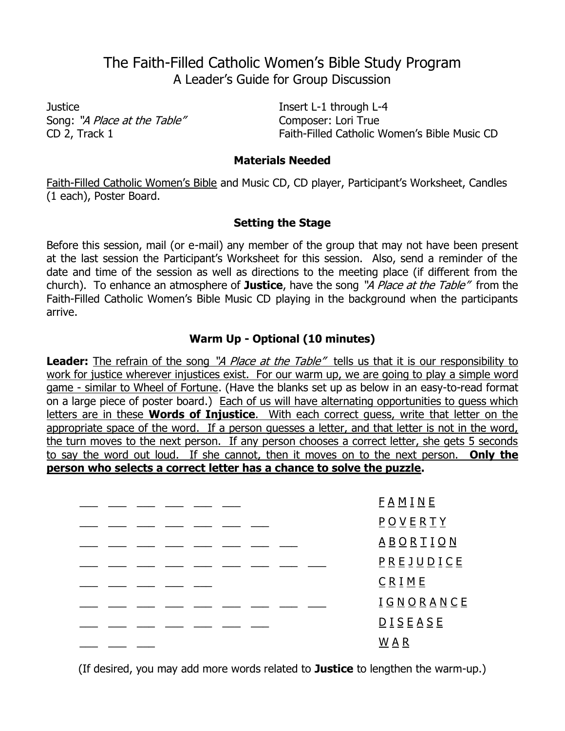# The Faith-Filled Catholic Women's Bible Study Program

## A Leader's Guide for Group Discussion

Justice
Song: *"A Place at the Table"*
CD 2, Track 1

Insert L-1 through L-4
Composer: Lori True
Faith-Filled Catholic Women's Bible Music CD

### Materials Needed

Faith-Filled Catholic Women's Bible and Music CD, CD player, Participant's Worksheet, Candles (1 each), Poster Board.

### Setting the Stage

Before this session, mail (or e-mail) any member of the group that may not have been present at the last session the Participant's Worksheet for this session. Also, send a reminder of the date and time of the session as well as directions to the meeting place (if different from the church). To enhance an atmosphere of **Justice**, have the song *"A Place at the Table"* from the Faith-Filled Catholic Women's Bible Music CD playing in the background when the participants arrive.

### Warm Up - Optional (10 minutes)

**Leader:** The refrain of the song *"A Place at the Table"* tells us that it is our responsibility to work for justice wherever injustices exist. For our warm up, we are going to play a simple word game - similar to Wheel of Fortune. (Have the blanks set up as below in an easy-to-read format on a large piece of poster board.) Each of us will have alternating opportunities to guess which letters are in these **Words of Injustice**. With each correct guess, write that letter on the appropriate space of the word. If a person guesses a letter, and that letter is not in the word, the turn moves to the next person. If any person chooses a correct letter, she gets 5 seconds to say the word out loud. If she cannot, then it moves on to the next person. **Only the person who selects a correct letter has a chance to solve the puzzle.**

___ ___ ___ ___ ___ ___ F A M I N E

___ ___ ___ ___ ___ ___ ___ P O V E R T Y

___ ___ ___ ___ ___ ___ ___ ___ A B O R T I O N

___ ___ ___ ___ ___ ___ ___ ___ ___ P R E J U D I C E

___ ___ ___ ___ ___ C R I M E

___ ___ ___ ___ ___ ___ ___ ___ ___ I G N O R A N C E

___ ___ ___ ___ ___ ___ ___ D I S E A S E

___ ___ ___ W A R

(If desired, you may add more words related to **Justice** to lengthen the warm-up.)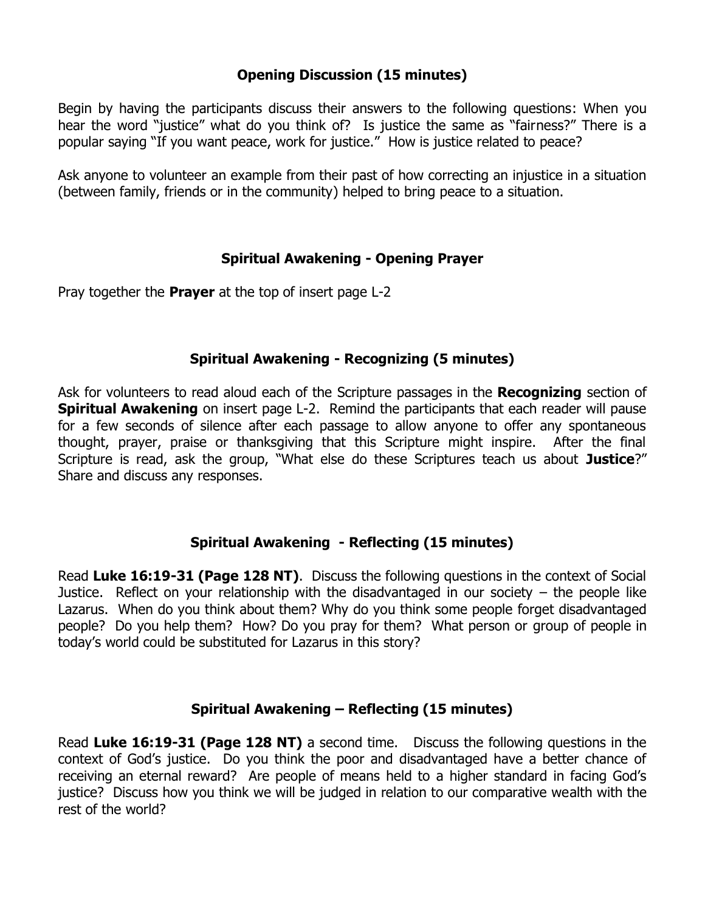### Opening Discussion (15 minutes)

Begin by having the participants discuss their answers to the following questions: When you hear the word "justice" what do you think of? Is justice the same as "fairness?" There is a popular saying "If you want peace, work for justice." How is justice related to peace?

Ask anyone to volunteer an example from their past of how correcting an injustice in a situation (between family, friends or in the community) helped to bring peace to a situation.

### Spiritual Awakening - Opening Prayer

Pray together the **Prayer** at the top of insert page L-2

### Spiritual Awakening - Recognizing (5 minutes)

Ask for volunteers to read aloud each of the Scripture passages in the **Recognizing** section of **Spiritual Awakening** on insert page L-2. Remind the participants that each reader will pause for a few seconds of silence after each passage to allow anyone to offer any spontaneous thought, prayer, praise or thanksgiving that this Scripture might inspire. After the final Scripture is read, ask the group, "What else do these Scriptures teach us about **Justice**?" Share and discuss any responses.

### Spiritual Awakening - Reflecting (15 minutes)

Read **Luke 16:19-31 (Page 128 NT)**. Discuss the following questions in the context of Social Justice. Reflect on your relationship with the disadvantaged in our society – the people like Lazarus. When do you think about them? Why do you think some people forget disadvantaged people? Do you help them? How? Do you pray for them? What person or group of people in today's world could be substituted for Lazarus in this story?

### Spiritual Awakening – Reflecting (15 minutes)

Read **Luke 16:19-31 (Page 128 NT)** a second time. Discuss the following questions in the context of God's justice. Do you think the poor and disadvantaged have a better chance of receiving an eternal reward? Are people of means held to a higher standard in facing God's justice? Discuss how you think we will be judged in relation to our comparative wealth with the rest of the world?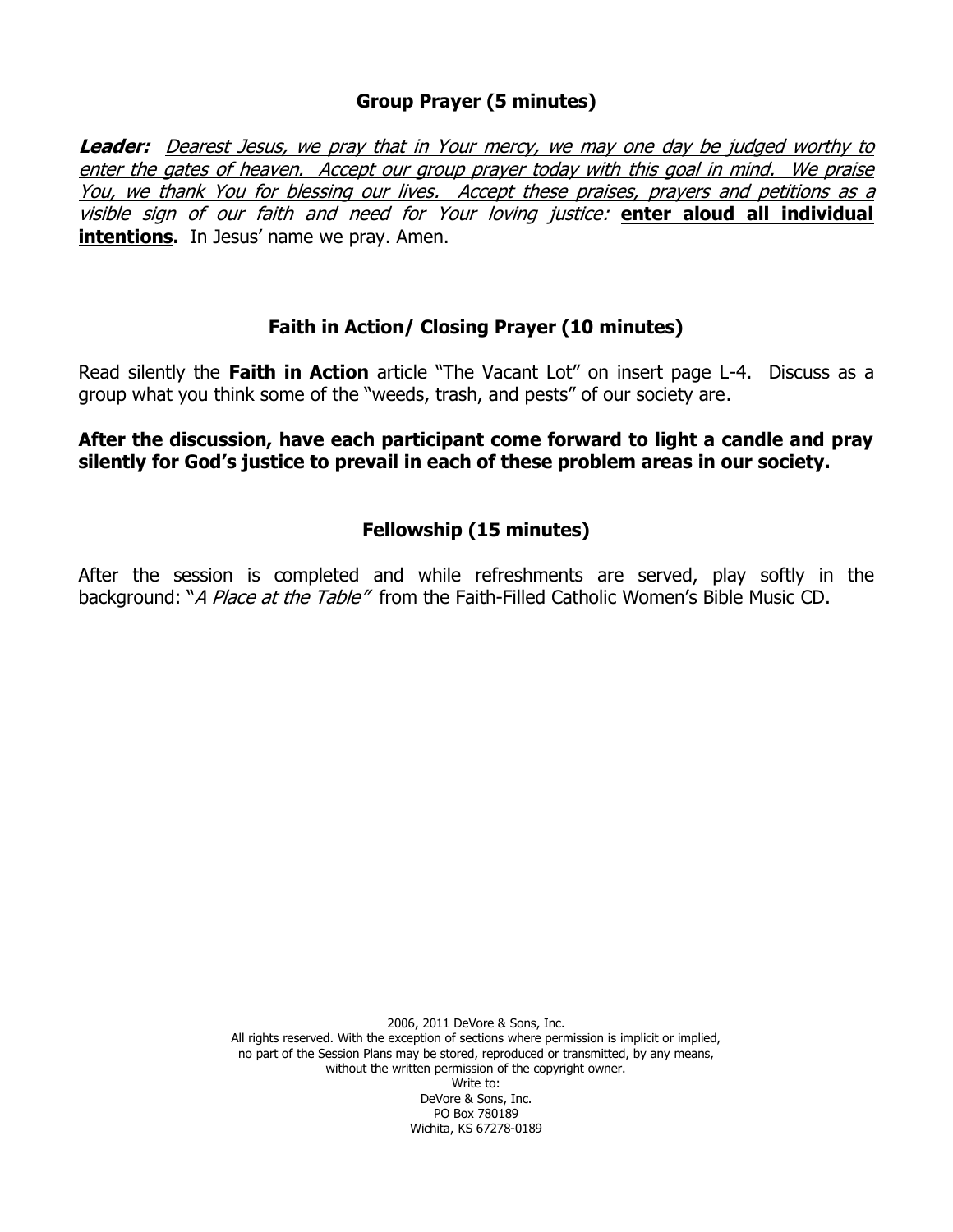## Group Prayer (5 minutes)

***Leader:*** *Dearest Jesus, we pray that in Your mercy, we may one day be judged worthy to enter the gates of heaven. Accept our group prayer today with this goal in mind. We praise You, we thank You for blessing our lives. Accept these praises, prayers and petitions as a visible sign of our faith and need for Your loving justice:* **enter aloud all individual intentions.** In Jesus' name we pray. Amen.

## Faith in Action/ Closing Prayer (10 minutes)

Read silently the **Faith in Action** article "The Vacant Lot" on insert page L-4. Discuss as a group what you think some of the "weeds, trash, and pests" of our society are.

**After the discussion, have each participant come forward to light a candle and pray silently for God's justice to prevail in each of these problem areas in our society.**

## Fellowship (15 minutes)

After the session is completed and while refreshments are served, play softly in the background: "*A Place at the Table"* from the Faith-Filled Catholic Women's Bible Music CD.

2006, 2011 DeVore & Sons, Inc.
All rights reserved. With the exception of sections where permission is implicit or implied, no part of the Session Plans may be stored, reproduced or transmitted, by any means, without the written permission of the copyright owner.
Write to:
DeVore & Sons, Inc.
PO Box 780189
Wichita, KS 67278-0189